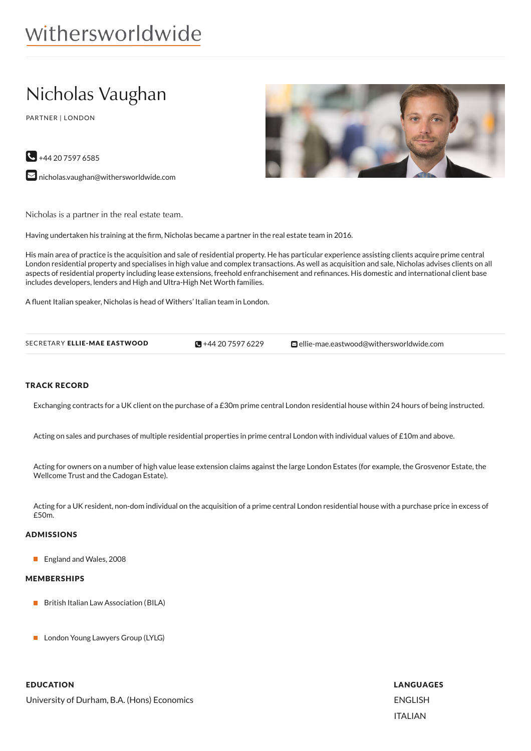withersworldwide

# Nicholas Vaughan

PARTNER | LONDON

+44 20 7597 6585

nicholas.vaughan@withersworldwide.com

Nicholas is a partner in the real estate team.

Having undertaken his training at the firm, Nicholas became a partner in the real estate team in 2016.

His main area of practice is the acquisition and sale of residential property. He has particular experience assisting clients acquire prime central London residential property and specialises in high value and complex transactions. As well as acquisition and sale, Nicholas advises clients on all aspects of residential property including lease extensions, freehold enfranchisement and refinances. His domestic and international client base includes developers, lenders and High and Ultra-High Net Worth families.

A fluent Italian speaker, Nicholas is head of Withers' Italian team in London.

SECRETARY **ELLIE-MAE EASTWOOD** +44 20 7597 6229 ellie-mae.eastwood@withersworldwide.com

## TRACK RECORD

Exchanging contracts for a UK client on the purchase of a £30m prime central London residential house within 24 hours of being instructed.

Acting on sales and purchases of multiple residential properties in prime central London with individual values of £10m and above.

Acting for owners on a number of high value lease extension claims against the large London Estates (for example, the Grosvenor Estate, the Wellcome Trust and the Cadogan Estate).

Acting for a UK resident, non-dom individual on the acquisition of a prime central London residential house with a purchase price in excess of £50m.

## ADMISSIONS

- England and Wales, 2008

## MEMBERSHIPS

- British Italian Law Association (BILA)
- London Young Lawyers Group (LYLG)

## EDUCATION

University of Durham, B.A. (Hons) Economics

## LANGUAGES

ENGLISH

ITALIAN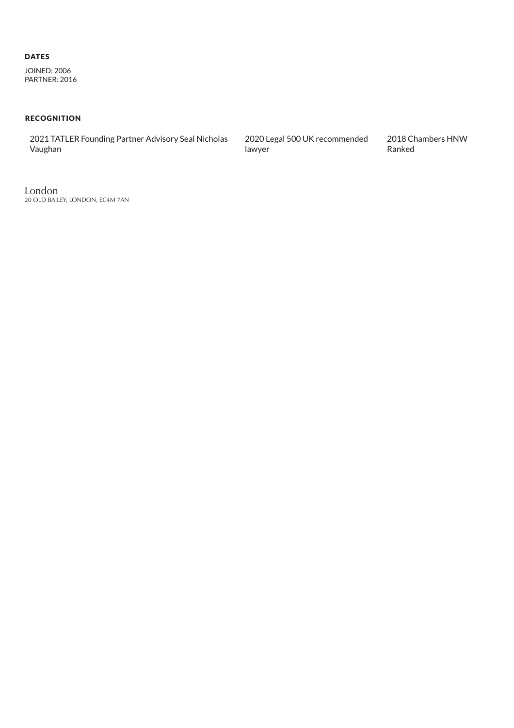#### DATES

JOINED: 2006
PARTNER: 2016

#### RECOGNITION

2021 TATLER Founding Partner Advisory Seal Nicholas Vaughan

2020 Legal 500 UK recommended lawyer

2018 Chambers HNW Ranked

London
20 OLD BAILEY, LONDON, EC4M 7AN